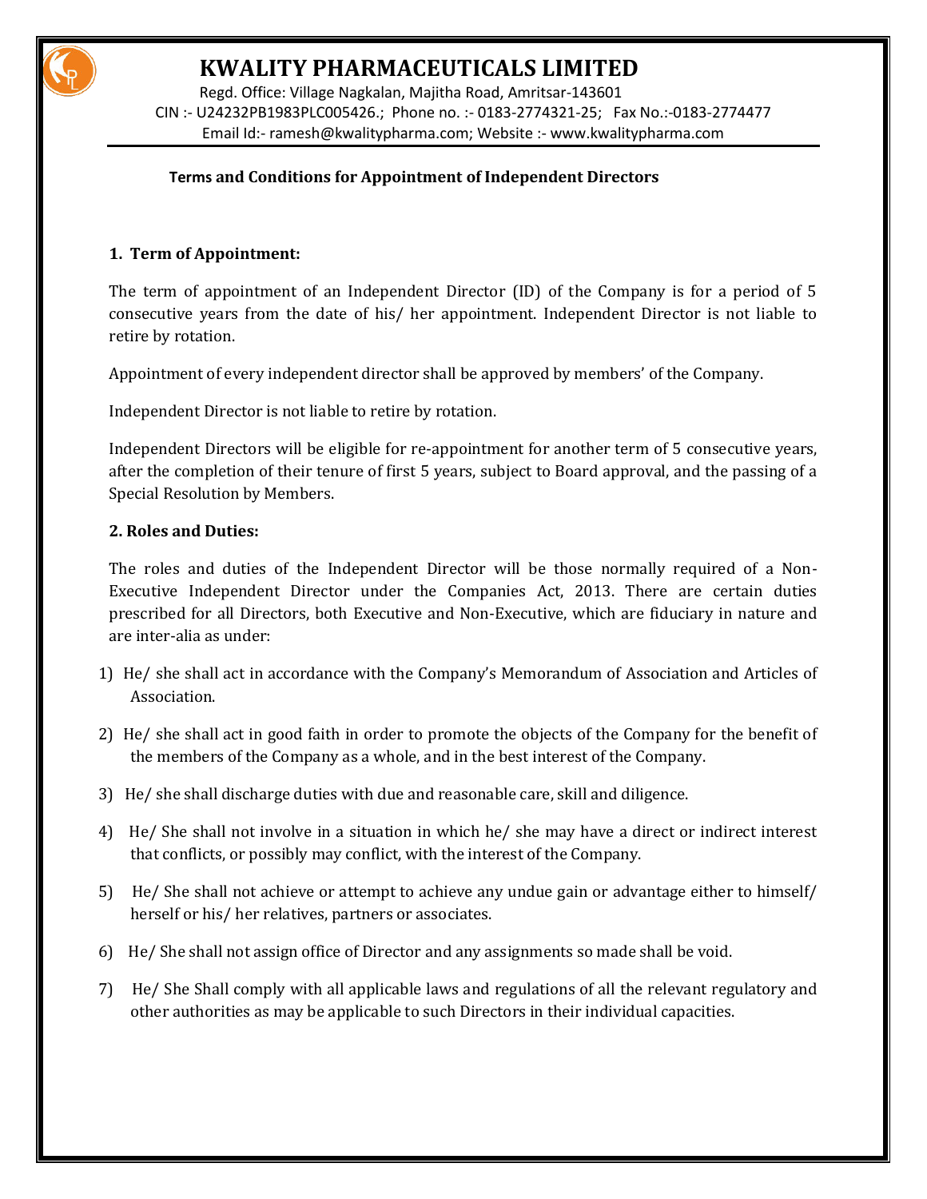# KWALITY PHARMACEUTICALS LIMITED

Regd. Office: Village Nagkalan, Majitha Road, Amritsar-143601
CIN :- U24232PB1983PLC005426.; Phone no. :- 0183-2774321-25; Fax No.:-0183-2774477
Email Id:- ramesh@kwalitypharma.com; Website :- www.kwalitypharma.com

## Terms and Conditions for Appointment of Independent Directors

### 1. Term of Appointment:

The term of appointment of an Independent Director (ID) of the Company is for a period of 5 consecutive years from the date of his/ her appointment. Independent Director is not liable to retire by rotation.

Appointment of every independent director shall be approved by members' of the Company.

Independent Director is not liable to retire by rotation.

Independent Directors will be eligible for re-appointment for another term of 5 consecutive years, after the completion of their tenure of first 5 years, subject to Board approval, and the passing of a Special Resolution by Members.

### 2. Roles and Duties:

The roles and duties of the Independent Director will be those normally required of a Non-Executive Independent Director under the Companies Act, 2013. There are certain duties prescribed for all Directors, both Executive and Non-Executive, which are fiduciary in nature and are inter-alia as under:

1) He/ she shall act in accordance with the Company's Memorandum of Association and Articles of Association.
2) He/ she shall act in good faith in order to promote the objects of the Company for the benefit of the members of the Company as a whole, and in the best interest of the Company.
3) He/ she shall discharge duties with due and reasonable care, skill and diligence.
4) He/ She shall not involve in a situation in which he/ she may have a direct or indirect interest that conflicts, or possibly may conflict, with the interest of the Company.
5) He/ She shall not achieve or attempt to achieve any undue gain or advantage either to himself/ herself or his/ her relatives, partners or associates.
6) He/ She shall not assign office of Director and any assignments so made shall be void.
7) He/ She Shall comply with all applicable laws and regulations of all the relevant regulatory and other authorities as may be applicable to such Directors in their individual capacities.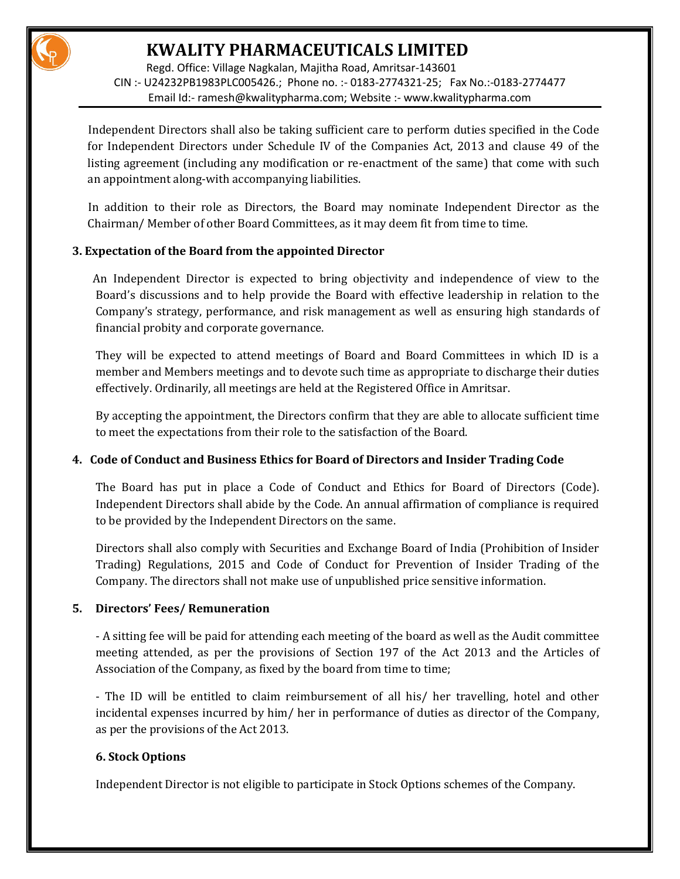Independent Directors shall also be taking sufficient care to perform duties specified in the Code for Independent Directors under Schedule IV of the Companies Act, 2013 and clause 49 of the listing agreement (including any modification or re-enactment of the same) that come with such an appointment along-with accompanying liabilities.

In addition to their role as Directors, the Board may nominate Independent Director as the Chairman/ Member of other Board Committees, as it may deem fit from time to time.

**3. Expectation of the Board from the appointed Director**

An Independent Director is expected to bring objectivity and independence of view to the Board's discussions and to help provide the Board with effective leadership in relation to the Company's strategy, performance, and risk management as well as ensuring high standards of financial probity and corporate governance.

They will be expected to attend meetings of Board and Board Committees in which ID is a member and Members meetings and to devote such time as appropriate to discharge their duties effectively. Ordinarily, all meetings are held at the Registered Office in Amritsar.

By accepting the appointment, the Directors confirm that they are able to allocate sufficient time to meet the expectations from their role to the satisfaction of the Board.

**4. Code of Conduct and Business Ethics for Board of Directors and Insider Trading Code**

The Board has put in place a Code of Conduct and Ethics for Board of Directors (Code). Independent Directors shall abide by the Code. An annual affirmation of compliance is required to be provided by the Independent Directors on the same.

Directors shall also comply with Securities and Exchange Board of India (Prohibition of Insider Trading) Regulations, 2015 and Code of Conduct for Prevention of Insider Trading of the Company. The directors shall not make use of unpublished price sensitive information.

**5. Directors' Fees/ Remuneration**

- A sitting fee will be paid for attending each meeting of the board as well as the Audit committee meeting attended, as per the provisions of Section 197 of the Act 2013 and the Articles of Association of the Company, as fixed by the board from time to time;

- The ID will be entitled to claim reimbursement of all his/ her travelling, hotel and other incidental expenses incurred by him/ her in performance of duties as director of the Company, as per the provisions of the Act 2013.

**6. Stock Options**

Independent Director is not eligible to participate in Stock Options schemes of the Company.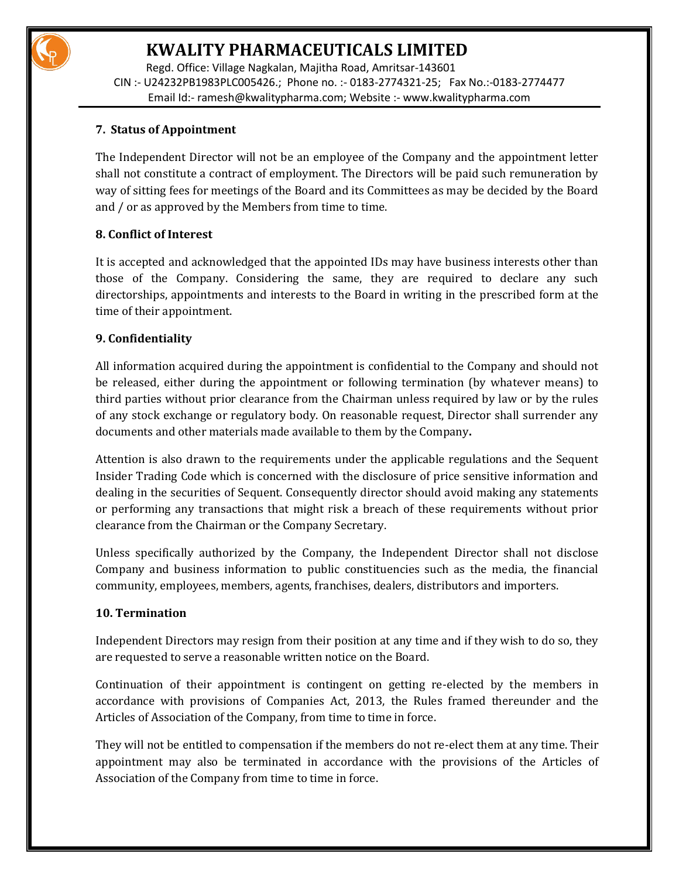## 7. Status of Appointment

The Independent Director will not be an employee of the Company and the appointment letter shall not constitute a contract of employment. The Directors will be paid such remuneration by way of sitting fees for meetings of the Board and its Committees as may be decided by the Board and / or as approved by the Members from time to time.

## 8. Conflict of Interest

It is accepted and acknowledged that the appointed IDs may have business interests other than those of the Company. Considering the same, they are required to declare any such directorships, appointments and interests to the Board in writing in the prescribed form at the time of their appointment.

## 9. Confidentiality

All information acquired during the appointment is confidential to the Company and should not be released, either during the appointment or following termination (by whatever means) to third parties without prior clearance from the Chairman unless required by law or by the rules of any stock exchange or regulatory body. On reasonable request, Director shall surrender any documents and other materials made available to them by the Company**.**

Attention is also drawn to the requirements under the applicable regulations and the Sequent Insider Trading Code which is concerned with the disclosure of price sensitive information and dealing in the securities of Sequent. Consequently director should avoid making any statements or performing any transactions that might risk a breach of these requirements without prior clearance from the Chairman or the Company Secretary.

Unless specifically authorized by the Company, the Independent Director shall not disclose Company and business information to public constituencies such as the media, the financial community, employees, members, agents, franchises, dealers, distributors and importers.

## 10. Termination

Independent Directors may resign from their position at any time and if they wish to do so, they are requested to serve a reasonable written notice on the Board.

Continuation of their appointment is contingent on getting re-elected by the members in accordance with provisions of Companies Act, 2013, the Rules framed thereunder and the Articles of Association of the Company, from time to time in force.

They will not be entitled to compensation if the members do not re-elect them at any time. Their appointment may also be terminated in accordance with the provisions of the Articles of Association of the Company from time to time in force.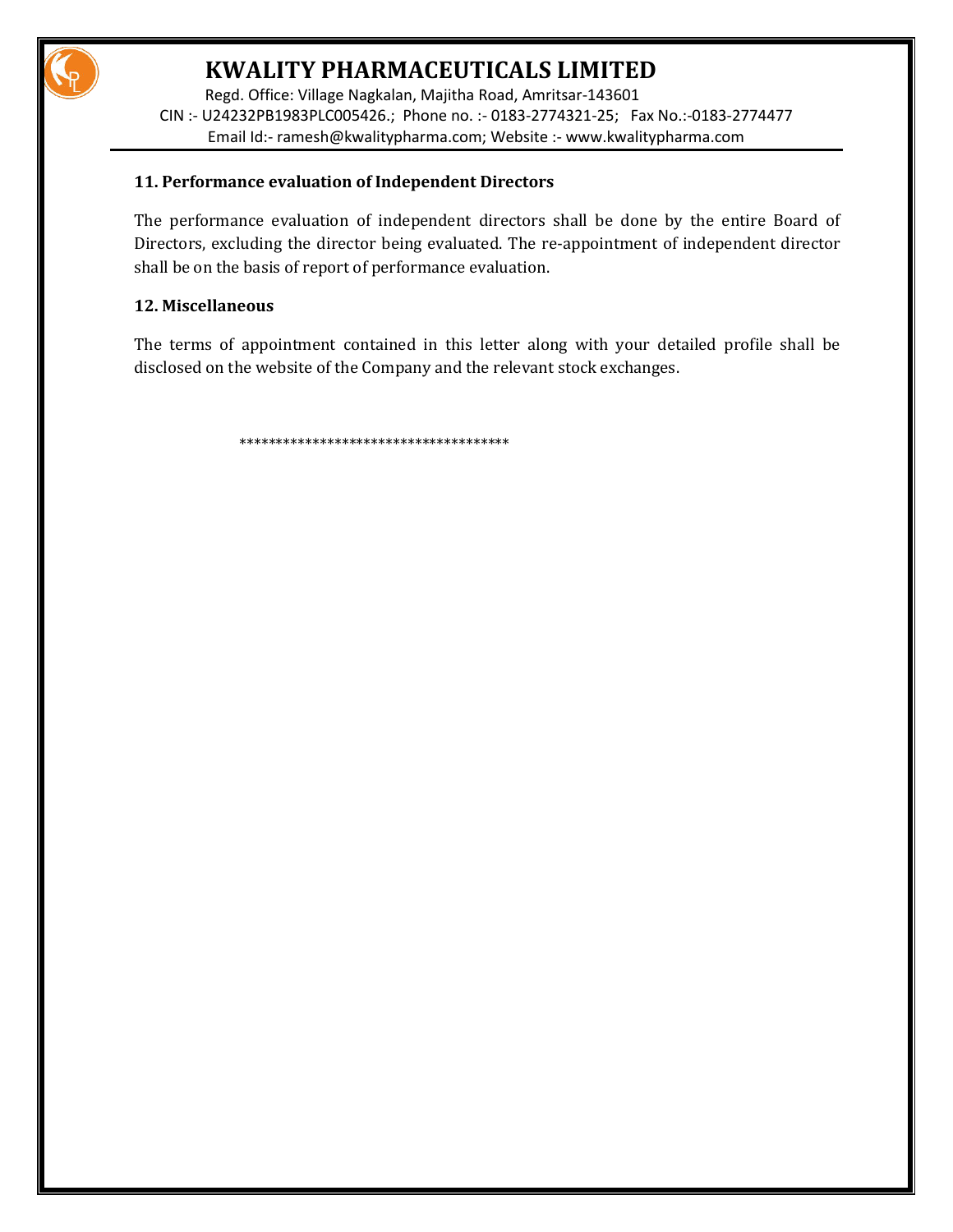### 11. Performance evaluation of Independent Directors

The performance evaluation of independent directors shall be done by the entire Board of Directors, excluding the director being evaluated. The re-appointment of independent director shall be on the basis of report of performance evaluation.

### 12. Miscellaneous

The terms of appointment contained in this letter along with your detailed profile shall be disclosed on the website of the Company and the relevant stock exchanges.

*************************************